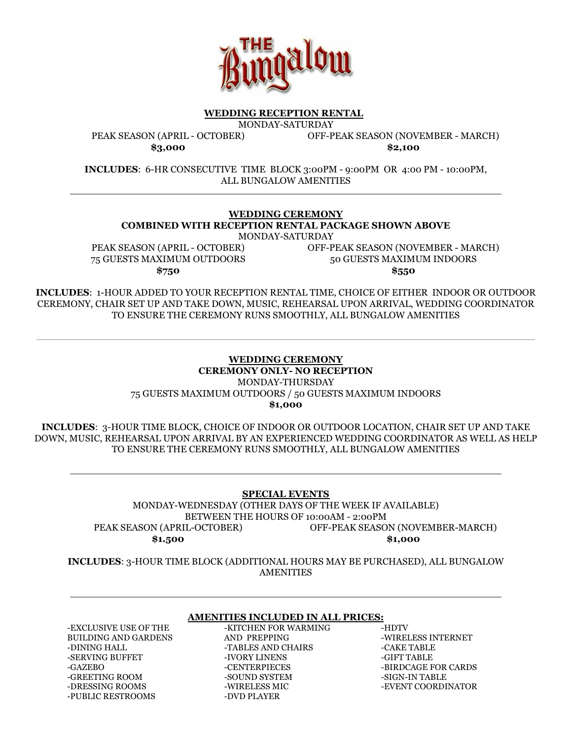# THE Bungalow

## WEDDING RECEPTION RENTAL

MONDAY-SATURDAY

| PEAK SEASON (APRIL - OCTOBER) | OFF-PEAK SEASON (NOVEMBER - MARCH) |
|---|---|
| **$3,000** | **$2,100** |

**INCLUDES**: 6-HR CONSECUTIVE TIME BLOCK 3:00PM - 9:00PM OR 4:00 PM - 10:00PM, ALL BUNGALOW AMENITIES

---

## WEDDING CEREMONY

**COMBINED WITH RECEPTION RENTAL PACKAGE SHOWN ABOVE**

MONDAY-SATURDAY

| PEAK SEASON (APRIL - OCTOBER) | OFF-PEAK SEASON (NOVEMBER - MARCH) |
|---|---|
| 75 GUESTS MAXIMUM OUTDOORS | 50 GUESTS MAXIMUM INDOORS |
| **$750** | **$550** |

**INCLUDES**: 1-HOUR ADDED TO YOUR RECEPTION RENTAL TIME, CHOICE OF EITHER INDOOR OR OUTDOOR CEREMONY, CHAIR SET UP AND TAKE DOWN, MUSIC, REHEARSAL UPON ARRIVAL, WEDDING COORDINATOR TO ENSURE THE CEREMONY RUNS SMOOTHLY, ALL BUNGALOW AMENITIES

---

## WEDDING CEREMONY

**CEREMONY ONLY- NO RECEPTION**

MONDAY-THURSDAY

75 GUESTS MAXIMUM OUTDOORS / 50 GUESTS MAXIMUM INDOORS

**$1,000**

**INCLUDES**: 3-HOUR TIME BLOCK, CHOICE OF INDOOR OR OUTDOOR LOCATION, CHAIR SET UP AND TAKE DOWN, MUSIC, REHEARSAL UPON ARRIVAL BY AN EXPERIENCED WEDDING COORDINATOR AS WELL AS HELP TO ENSURE THE CEREMONY RUNS SMOOTHLY, ALL BUNGALOW AMENITIES

---

## SPECIAL EVENTS

MONDAY-WEDNESDAY (OTHER DAYS OF THE WEEK IF AVAILABLE)

BETWEEN THE HOURS OF 10:00AM - 2:00PM

| PEAK SEASON (APRIL-OCTOBER) | OFF-PEAK SEASON (NOVEMBER-MARCH) |
|---|---|
| **$1.500** | **$1,000** |

**INCLUDES**: 3-HOUR TIME BLOCK (ADDITIONAL HOURS MAY BE PURCHASED), ALL BUNGALOW AMENITIES

---

## AMENITIES INCLUDED IN ALL PRICES:

- EXCLUSIVE USE OF THE BUILDING AND GARDENS
- DINING HALL
- SERVING BUFFET
- GAZEBO
- GREETING ROOM
- DRESSING ROOMS
- PUBLIC RESTROOMS
- KITCHEN FOR WARMING AND PREPPING
- TABLES AND CHAIRS
- IVORY LINENS
- CENTERPIECES
- SOUND SYSTEM
- WIRELESS MIC
- DVD PLAYER
- HDTV
- WIRELESS INTERNET
- CAKE TABLE
- GIFT TABLE
- BIRDCAGE FOR CARDS
- SIGN-IN TABLE
- EVENT COORDINATOR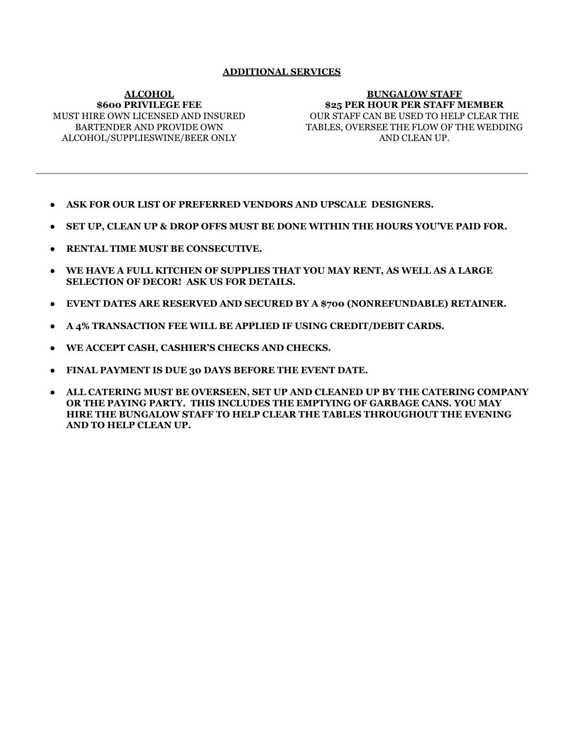## ADDITIONAL SERVICES

### ALCOHOL

**$600 PRIVILEGE FEE**

MUST HIRE OWN LICENSED AND INSURED BARTENDER AND PROVIDE OWN ALCOHOL/SUPPLIESWINE/BEER ONLY

### BUNGALOW STAFF

**$25 PER HOUR PER STAFF MEMBER**

OUR STAFF CAN BE USED TO HELP CLEAR THE TABLES, OVERSEE THE FLOW OF THE WEDDING AND CLEAN UP.

---

- **ASK FOR OUR LIST OF PREFERRED VENDORS AND UPSCALE DESIGNERS.**
- **SET UP, CLEAN UP & DROP OFFS MUST BE DONE WITHIN THE HOURS YOU'VE PAID FOR.**
- **RENTAL TIME MUST BE CONSECUTIVE.**
- **WE HAVE A FULL KITCHEN OF SUPPLIES THAT YOU MAY RENT, AS WELL AS A LARGE SELECTION OF DECOR! ASK US FOR DETAILS.**
- **EVENT DATES ARE RESERVED AND SECURED BY A $700 (NONREFUNDABLE) RETAINER.**
- **A 4% TRANSACTION FEE WILL BE APPLIED IF USING CREDIT/DEBIT CARDS.**
- **WE ACCEPT CASH, CASHIER'S CHECKS AND CHECKS.**
- **FINAL PAYMENT IS DUE 30 DAYS BEFORE THE EVENT DATE.**
- **ALL CATERING MUST BE OVERSEEN, SET UP AND CLEANED UP BY THE CATERING COMPANY OR THE PAYING PARTY. THIS INCLUDES THE EMPTYING OF GARBAGE CANS. YOU MAY HIRE THE BUNGALOW STAFF TO HELP CLEAR THE TABLES THROUGHOUT THE EVENING AND TO HELP CLEAN UP.**